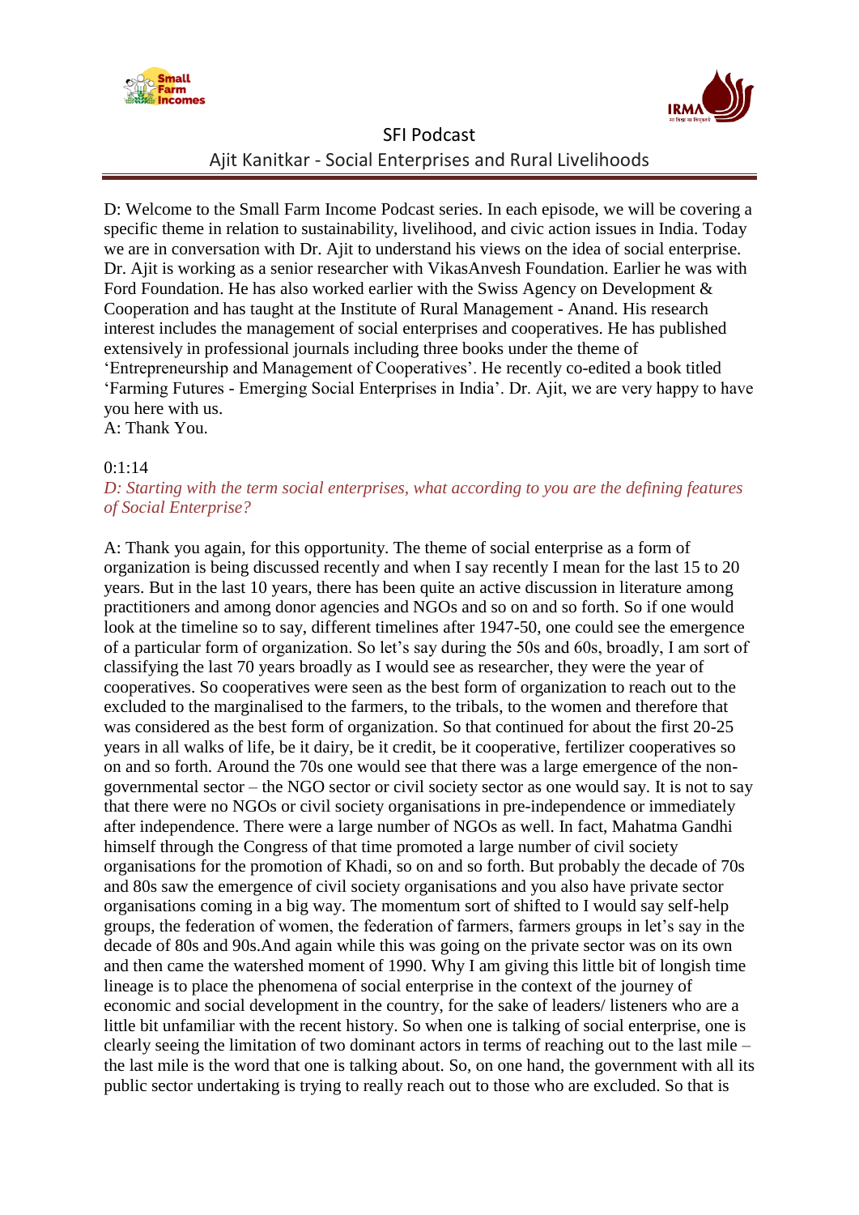# SFI Podcast

## Ajit Kanitkar - Social Enterprises and Rural Livelihoods

D: Welcome to the Small Farm Income Podcast series. In each episode, we will be covering a specific theme in relation to sustainability, livelihood, and civic action issues in India. Today we are in conversation with Dr. Ajit to understand his views on the idea of social enterprise. Dr. Ajit is working as a senior researcher with VikasAnvesh Foundation. Earlier he was with Ford Foundation. He has also worked earlier with the Swiss Agency on Development & Cooperation and has taught at the Institute of Rural Management - Anand. His research interest includes the management of social enterprises and cooperatives. He has published extensively in professional journals including three books under the theme of 'Entrepreneurship and Management of Cooperatives'. He recently co-edited a book titled 'Farming Futures - Emerging Social Enterprises in India'. Dr. Ajit, we are very happy to have you here with us.

A: Thank You.

0:1:14

*D: Starting with the term social enterprises, what according to you are the defining features of Social Enterprise?*

A: Thank you again, for this opportunity. The theme of social enterprise as a form of organization is being discussed recently and when I say recently I mean for the last 15 to 20 years. But in the last 10 years, there has been quite an active discussion in literature among practitioners and among donor agencies and NGOs and so on and so forth. So if one would look at the timeline so to say, different timelines after 1947-50, one could see the emergence of a particular form of organization. So let's say during the 50s and 60s, broadly, I am sort of classifying the last 70 years broadly as I would see as researcher, they were the year of cooperatives. So cooperatives were seen as the best form of organization to reach out to the excluded to the marginalised to the farmers, to the tribals, to the women and therefore that was considered as the best form of organization. So that continued for about the first 20-25 years in all walks of life, be it dairy, be it credit, be it cooperative, fertilizer cooperatives so on and so forth. Around the 70s one would see that there was a large emergence of the non-governmental sector – the NGO sector or civil society sector as one would say. It is not to say that there were no NGOs or civil society organisations in pre-independence or immediately after independence. There were a large number of NGOs as well. In fact, Mahatma Gandhi himself through the Congress of that time promoted a large number of civil society organisations for the promotion of Khadi, so on and so forth. But probably the decade of 70s and 80s saw the emergence of civil society organisations and you also have private sector organisations coming in a big way. The momentum sort of shifted to I would say self-help groups, the federation of women, the federation of farmers, farmers groups in let's say in the decade of 80s and 90s.And again while this was going on the private sector was on its own and then came the watershed moment of 1990. Why I am giving this little bit of longish time lineage is to place the phenomena of social enterprise in the context of the journey of economic and social development in the country, for the sake of leaders/ listeners who are a little bit unfamiliar with the recent history. So when one is talking of social enterprise, one is clearly seeing the limitation of two dominant actors in terms of reaching out to the last mile – the last mile is the word that one is talking about. So, on one hand, the government with all its public sector undertaking is trying to really reach out to those who are excluded. So that is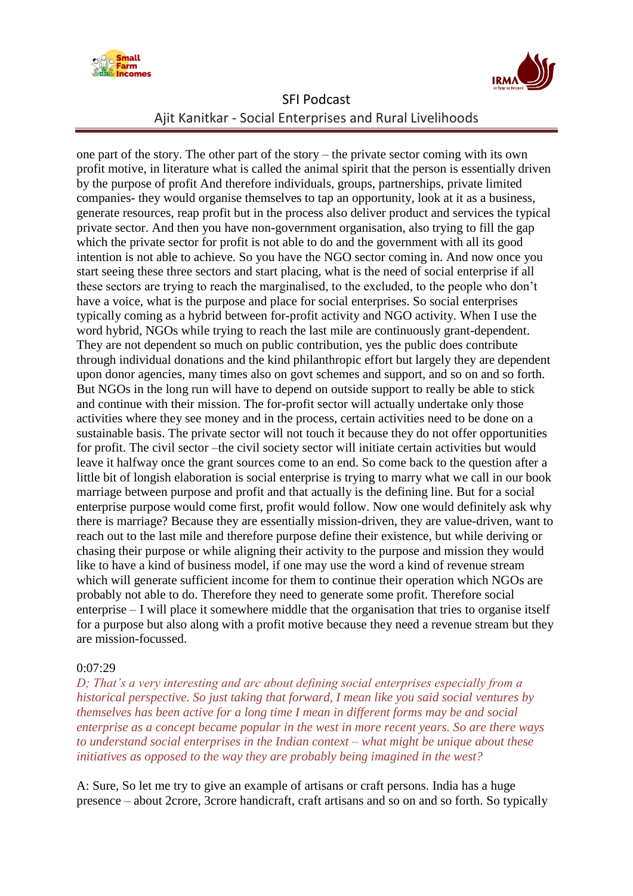one part of the story. The other part of the story – the private sector coming with its own profit motive, in literature what is called the animal spirit that the person is essentially driven by the purpose of profit And therefore individuals, groups, partnerships, private limited companies- they would organise themselves to tap an opportunity, look at it as a business, generate resources, reap profit but in the process also deliver product and services the typical private sector. And then you have non-government organisation, also trying to fill the gap which the private sector for profit is not able to do and the government with all its good intention is not able to achieve. So you have the NGO sector coming in. And now once you start seeing these three sectors and start placing, what is the need of social enterprise if all these sectors are trying to reach the marginalised, to the excluded, to the people who don't have a voice, what is the purpose and place for social enterprises. So social enterprises typically coming as a hybrid between for-profit activity and NGO activity. When I use the word hybrid, NGOs while trying to reach the last mile are continuously grant-dependent. They are not dependent so much on public contribution, yes the public does contribute through individual donations and the kind philanthropic effort but largely they are dependent upon donor agencies, many times also on govt schemes and support, and so on and so forth. But NGOs in the long run will have to depend on outside support to really be able to stick and continue with their mission. The for-profit sector will actually undertake only those activities where they see money and in the process, certain activities need to be done on a sustainable basis. The private sector will not touch it because they do not offer opportunities for profit. The civil sector –the civil society sector will initiate certain activities but would leave it halfway once the grant sources come to an end. So come back to the question after a little bit of longish elaboration is social enterprise is trying to marry what we call in our book marriage between purpose and profit and that actually is the defining line. But for a social enterprise purpose would come first, profit would follow. Now one would definitely ask why there is marriage? Because they are essentially mission-driven, they are value-driven, want to reach out to the last mile and therefore purpose define their existence, but while deriving or chasing their purpose or while aligning their activity to the purpose and mission they would like to have a kind of business model, if one may use the word a kind of revenue stream which will generate sufficient income for them to continue their operation which NGOs are probably not able to do. Therefore they need to generate some profit. Therefore social enterprise – I will place it somewhere middle that the organisation that tries to organise itself for a purpose but also along with a profit motive because they need a revenue stream but they are mission-focussed.

0:07:29

*D; That's a very interesting and arc about defining social enterprises especially from a historical perspective. So just taking that forward, I mean like you said social ventures by themselves has been active for a long time I mean in different forms may be and social enterprise as a concept became popular in the west in more recent years. So are there ways to understand social enterprises in the Indian context – what might be unique about these initiatives as opposed to the way they are probably being imagined in the west?*

A: Sure, So let me try to give an example of artisans or craft persons. India has a huge presence – about 2crore, 3crore handicraft, craft artisans and so on and so forth. So typically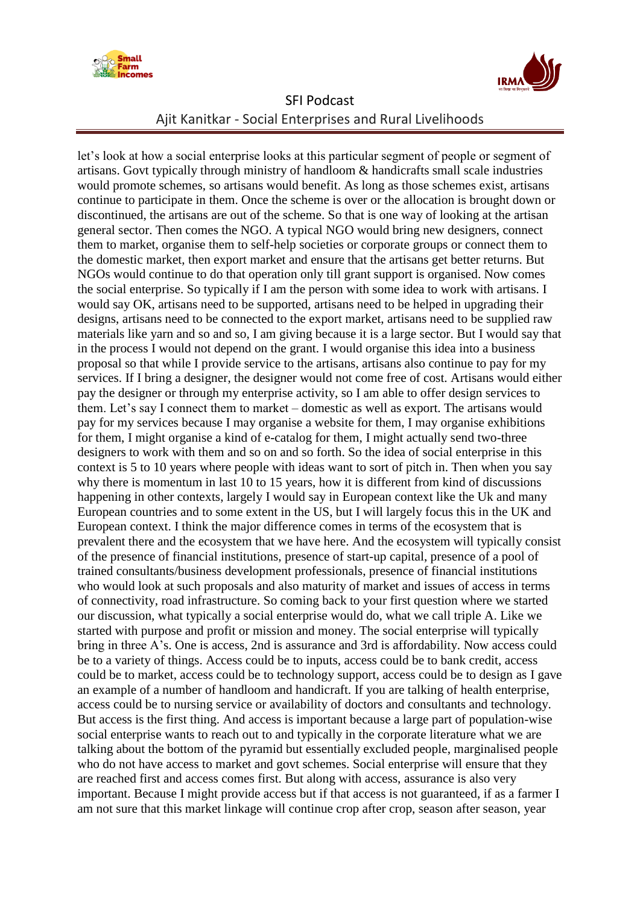let's look at how a social enterprise looks at this particular segment of people or segment of artisans. Govt typically through ministry of handloom & handicrafts small scale industries would promote schemes, so artisans would benefit. As long as those schemes exist, artisans continue to participate in them. Once the scheme is over or the allocation is brought down or discontinued, the artisans are out of the scheme. So that is one way of looking at the artisan general sector. Then comes the NGO. A typical NGO would bring new designers, connect them to market, organise them to self-help societies or corporate groups or connect them to the domestic market, then export market and ensure that the artisans get better returns. But NGOs would continue to do that operation only till grant support is organised. Now comes the social enterprise. So typically if I am the person with some idea to work with artisans. I would say OK, artisans need to be supported, artisans need to be helped in upgrading their designs, artisans need to be connected to the export market, artisans need to be supplied raw materials like yarn and so and so, I am giving because it is a large sector. But I would say that in the process I would not depend on the grant. I would organise this idea into a business proposal so that while I provide service to the artisans, artisans also continue to pay for my services. If I bring a designer, the designer would not come free of cost. Artisans would either pay the designer or through my enterprise activity, so I am able to offer design services to them. Let's say I connect them to market – domestic as well as export. The artisans would pay for my services because I may organise a website for them, I may organise exhibitions for them, I might organise a kind of e-catalog for them, I might actually send two-three designers to work with them and so on and so forth. So the idea of social enterprise in this context is 5 to 10 years where people with ideas want to sort of pitch in. Then when you say why there is momentum in last 10 to 15 years, how it is different from kind of discussions happening in other contexts, largely I would say in European context like the Uk and many European countries and to some extent in the US, but I will largely focus this in the UK and European context. I think the major difference comes in terms of the ecosystem that is prevalent there and the ecosystem that we have here. And the ecosystem will typically consist of the presence of financial institutions, presence of start-up capital, presence of a pool of trained consultants/business development professionals, presence of financial institutions who would look at such proposals and also maturity of market and issues of access in terms of connectivity, road infrastructure. So coming back to your first question where we started our discussion, what typically a social enterprise would do, what we call triple A. Like we started with purpose and profit or mission and money. The social enterprise will typically bring in three A's. One is access, 2nd is assurance and 3rd is affordability. Now access could be to a variety of things. Access could be to inputs, access could be to bank credit, access could be to market, access could be to technology support, access could be to design as I gave an example of a number of handloom and handicraft. If you are talking of health enterprise, access could be to nursing service or availability of doctors and consultants and technology. But access is the first thing. And access is important because a large part of population-wise social enterprise wants to reach out to and typically in the corporate literature what we are talking about the bottom of the pyramid but essentially excluded people, marginalised people who do not have access to market and govt schemes. Social enterprise will ensure that they are reached first and access comes first. But along with access, assurance is also very important. Because I might provide access but if that access is not guaranteed, if as a farmer I am not sure that this market linkage will continue crop after crop, season after season, year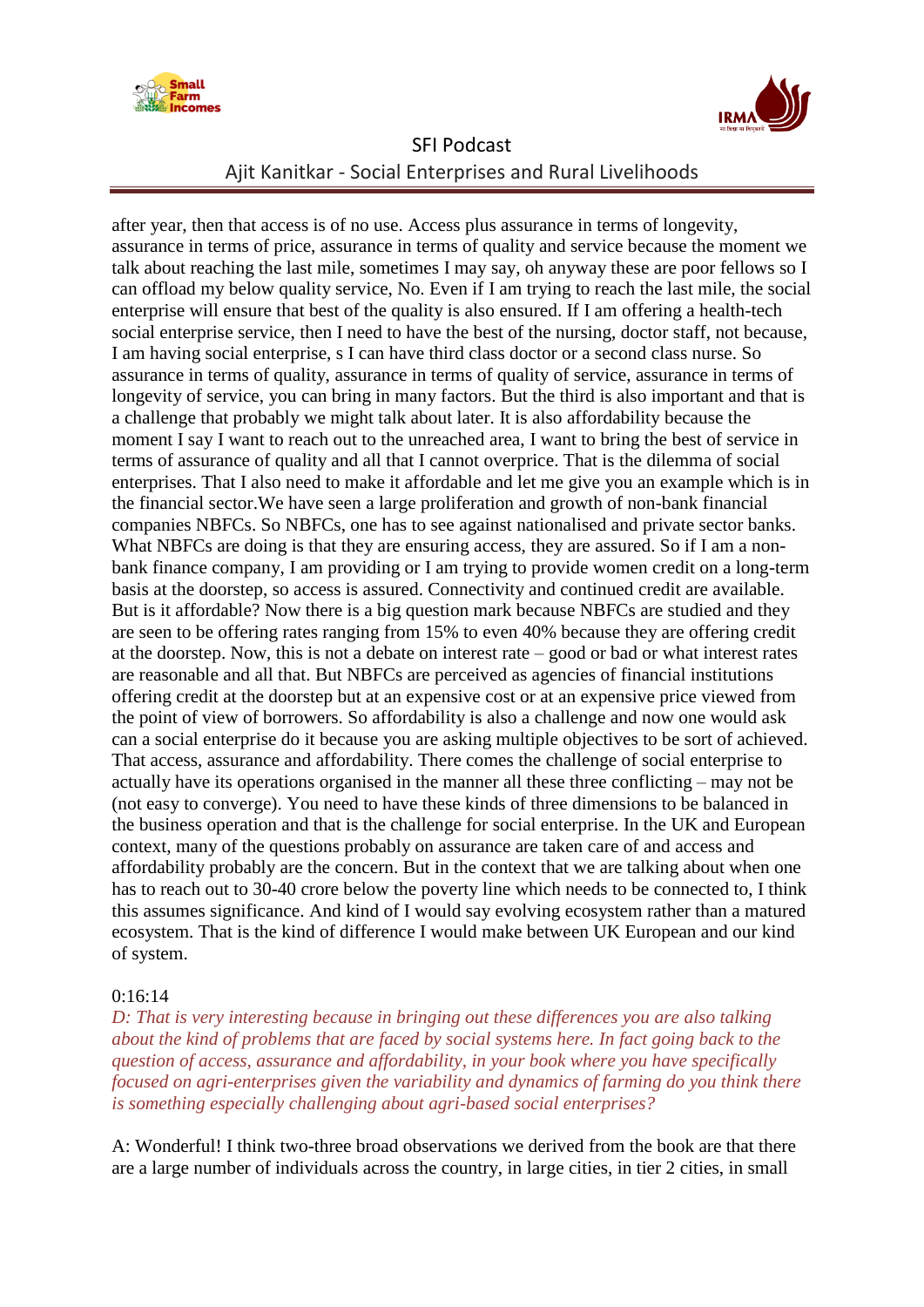after year, then that access is of no use. Access plus assurance in terms of longevity, assurance in terms of price, assurance in terms of quality and service because the moment we talk about reaching the last mile, sometimes I may say, oh anyway these are poor fellows so I can offload my below quality service, No. Even if I am trying to reach the last mile, the social enterprise will ensure that best of the quality is also ensured. If I am offering a health-tech social enterprise service, then I need to have the best of the nursing, doctor staff, not because, I am having social enterprise, s I can have third class doctor or a second class nurse. So assurance in terms of quality, assurance in terms of quality of service, assurance in terms of longevity of service, you can bring in many factors. But the third is also important and that is a challenge that probably we might talk about later. It is also affordability because the moment I say I want to reach out to the unreached area, I want to bring the best of service in terms of assurance of quality and all that I cannot overprice. That is the dilemma of social enterprises. That I also need to make it affordable and let me give you an example which is in the financial sector.We have seen a large proliferation and growth of non-bank financial companies NBFCs. So NBFCs, one has to see against nationalised and private sector banks. What NBFCs are doing is that they are ensuring access, they are assured. So if I am a non-bank finance company, I am providing or I am trying to provide women credit on a long-term basis at the doorstep, so access is assured. Connectivity and continued credit are available. But is it affordable? Now there is a big question mark because NBFCs are studied and they are seen to be offering rates ranging from 15% to even 40% because they are offering credit at the doorstep. Now, this is not a debate on interest rate – good or bad or what interest rates are reasonable and all that. But NBFCs are perceived as agencies of financial institutions offering credit at the doorstep but at an expensive cost or at an expensive price viewed from the point of view of borrowers. So affordability is also a challenge and now one would ask can a social enterprise do it because you are asking multiple objectives to be sort of achieved. That access, assurance and affordability. There comes the challenge of social enterprise to actually have its operations organised in the manner all these three conflicting – may not be (not easy to converge). You need to have these kinds of three dimensions to be balanced in the business operation and that is the challenge for social enterprise. In the UK and European context, many of the questions probably on assurance are taken care of and access and affordability probably are the concern. But in the context that we are talking about when one has to reach out to 30-40 crore below the poverty line which needs to be connected to, I think this assumes significance. And kind of I would say evolving ecosystem rather than a matured ecosystem. That is the kind of difference I would make between UK European and our kind of system.

0:16:14

*D: That is very interesting because in bringing out these differences you are also talking about the kind of problems that are faced by social systems here. In fact going back to the question of access, assurance and affordability, in your book where you have specifically focused on agri-enterprises given the variability and dynamics of farming do you think there is something especially challenging about agri-based social enterprises?*

A: Wonderful! I think two-three broad observations we derived from the book are that there are a large number of individuals across the country, in large cities, in tier 2 cities, in small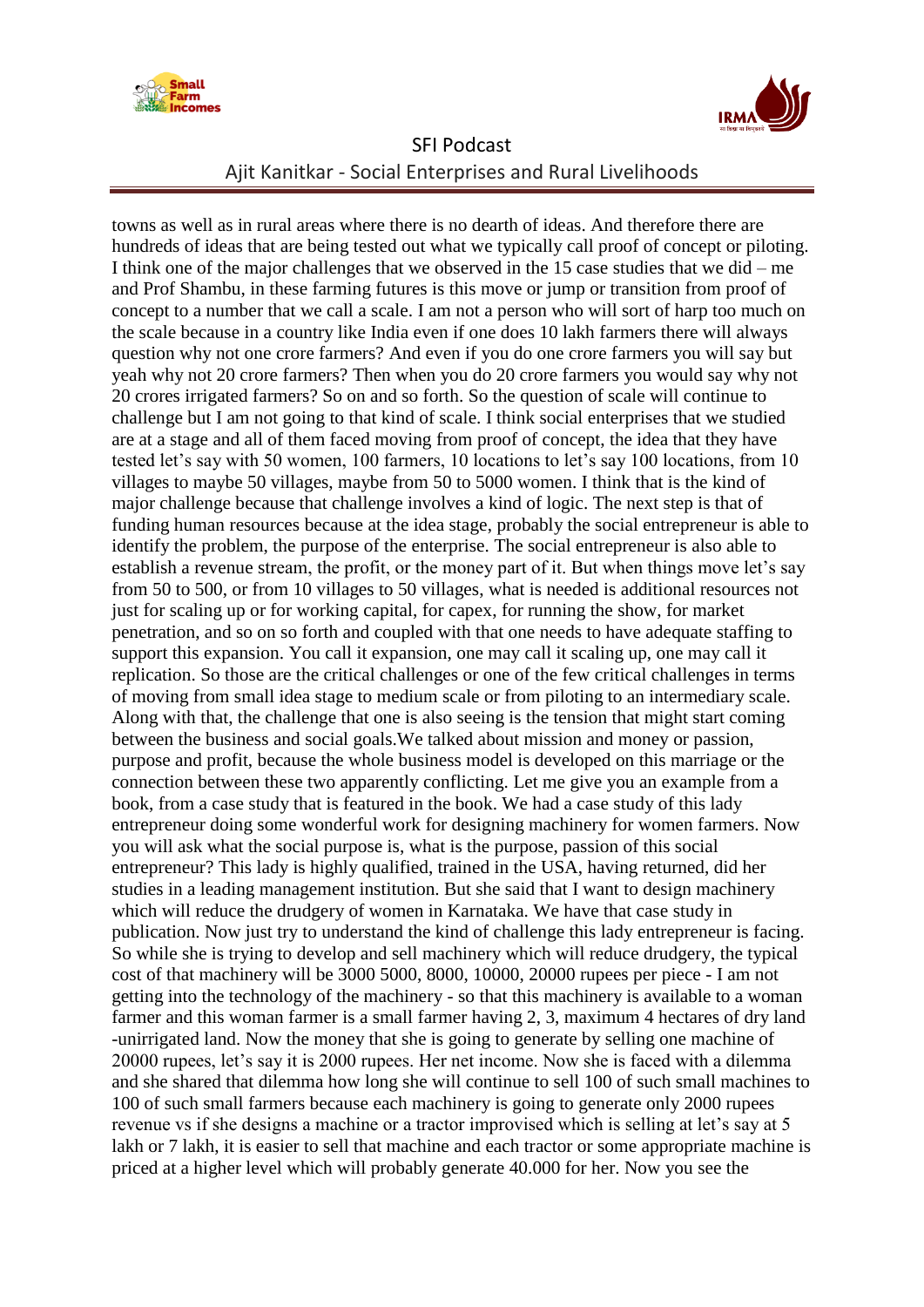towns as well as in rural areas where there is no dearth of ideas. And therefore there are hundreds of ideas that are being tested out what we typically call proof of concept or piloting. I think one of the major challenges that we observed in the 15 case studies that we did – me and Prof Shambu, in these farming futures is this move or jump or transition from proof of concept to a number that we call a scale. I am not a person who will sort of harp too much on the scale because in a country like India even if one does 10 lakh farmers there will always question why not one crore farmers? And even if you do one crore farmers you will say but yeah why not 20 crore farmers? Then when you do 20 crore farmers you would say why not 20 crores irrigated farmers? So on and so forth. So the question of scale will continue to challenge but I am not going to that kind of scale. I think social enterprises that we studied are at a stage and all of them faced moving from proof of concept, the idea that they have tested let's say with 50 women, 100 farmers, 10 locations to let's say 100 locations, from 10 villages to maybe 50 villages, maybe from 50 to 5000 women. I think that is the kind of major challenge because that challenge involves a kind of logic. The next step is that of funding human resources because at the idea stage, probably the social entrepreneur is able to identify the problem, the purpose of the enterprise. The social entrepreneur is also able to establish a revenue stream, the profit, or the money part of it. But when things move let's say from 50 to 500, or from 10 villages to 50 villages, what is needed is additional resources not just for scaling up or for working capital, for capex, for running the show, for market penetration, and so on so forth and coupled with that one needs to have adequate staffing to support this expansion. You call it expansion, one may call it scaling up, one may call it replication. So those are the critical challenges or one of the few critical challenges in terms of moving from small idea stage to medium scale or from piloting to an intermediary scale. Along with that, the challenge that one is also seeing is the tension that might start coming between the business and social goals.We talked about mission and money or passion, purpose and profit, because the whole business model is developed on this marriage or the connection between these two apparently conflicting. Let me give you an example from a book, from a case study that is featured in the book. We had a case study of this lady entrepreneur doing some wonderful work for designing machinery for women farmers. Now you will ask what the social purpose is, what is the purpose, passion of this social entrepreneur? This lady is highly qualified, trained in the USA, having returned, did her studies in a leading management institution. But she said that I want to design machinery which will reduce the drudgery of women in Karnataka. We have that case study in publication. Now just try to understand the kind of challenge this lady entrepreneur is facing. So while she is trying to develop and sell machinery which will reduce drudgery, the typical cost of that machinery will be 3000 5000, 8000, 10000, 20000 rupees per piece - I am not getting into the technology of the machinery - so that this machinery is available to a woman farmer and this woman farmer is a small farmer having 2, 3, maximum 4 hectares of dry land -unirrigated land. Now the money that she is going to generate by selling one machine of 20000 rupees, let's say it is 2000 rupees. Her net income. Now she is faced with a dilemma and she shared that dilemma how long she will continue to sell 100 of such small machines to 100 of such small farmers because each machinery is going to generate only 2000 rupees revenue vs if she designs a machine or a tractor improvised which is selling at let's say at 5 lakh or 7 lakh, it is easier to sell that machine and each tractor or some appropriate machine is priced at a higher level which will probably generate 40.000 for her. Now you see the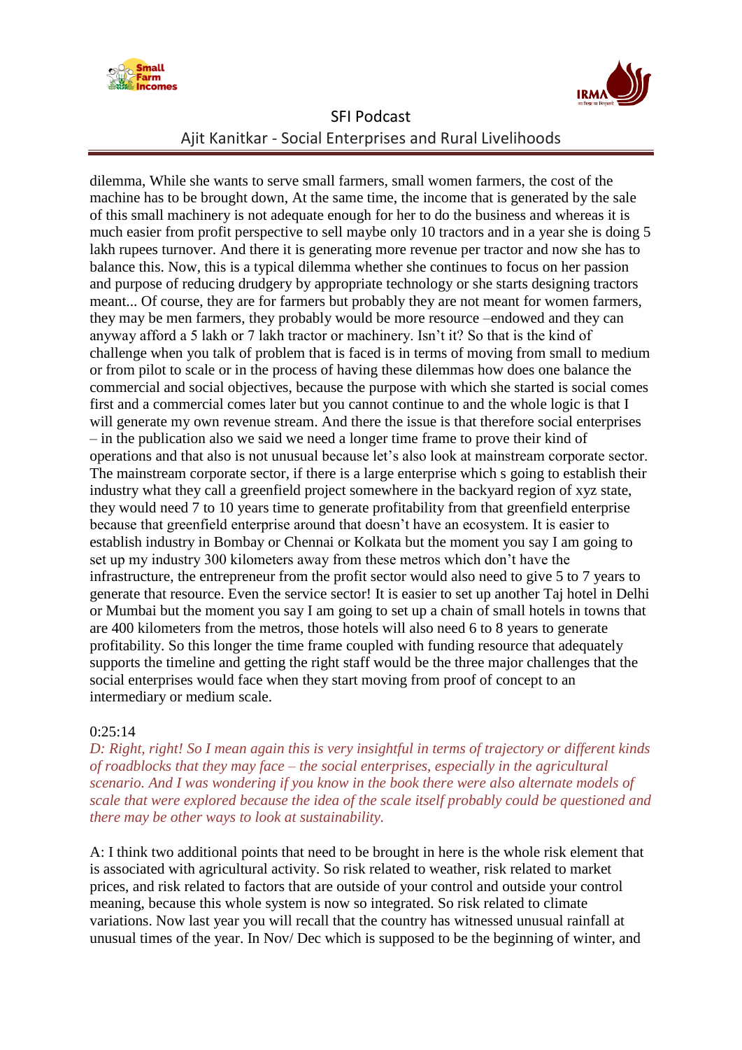dilemma, While she wants to serve small farmers, small women farmers, the cost of the machine has to be brought down, At the same time, the income that is generated by the sale of this small machinery is not adequate enough for her to do the business and whereas it is much easier from profit perspective to sell maybe only 10 tractors and in a year she is doing 5 lakh rupees turnover. And there it is generating more revenue per tractor and now she has to balance this. Now, this is a typical dilemma whether she continues to focus on her passion and purpose of reducing drudgery by appropriate technology or she starts designing tractors meant... Of course, they are for farmers but probably they are not meant for women farmers, they may be men farmers, they probably would be more resource –endowed and they can anyway afford a 5 lakh or 7 lakh tractor or machinery. Isn't it? So that is the kind of challenge when you talk of problem that is faced is in terms of moving from small to medium or from pilot to scale or in the process of having these dilemmas how does one balance the commercial and social objectives, because the purpose with which she started is social comes first and a commercial comes later but you cannot continue to and the whole logic is that I will generate my own revenue stream. And there the issue is that therefore social enterprises – in the publication also we said we need a longer time frame to prove their kind of operations and that also is not unusual because let's also look at mainstream corporate sector. The mainstream corporate sector, if there is a large enterprise which s going to establish their industry what they call a greenfield project somewhere in the backyard region of xyz state, they would need 7 to 10 years time to generate profitability from that greenfield enterprise because that greenfield enterprise around that doesn't have an ecosystem. It is easier to establish industry in Bombay or Chennai or Kolkata but the moment you say I am going to set up my industry 300 kilometers away from these metros which don't have the infrastructure, the entrepreneur from the profit sector would also need to give 5 to 7 years to generate that resource. Even the service sector! It is easier to set up another Taj hotel in Delhi or Mumbai but the moment you say I am going to set up a chain of small hotels in towns that are 400 kilometers from the metros, those hotels will also need 6 to 8 years to generate profitability. So this longer the time frame coupled with funding resource that adequately supports the timeline and getting the right staff would be the three major challenges that the social enterprises would face when they start moving from proof of concept to an intermediary or medium scale.

0:25:14

*D: Right, right! So I mean again this is very insightful in terms of trajectory or different kinds of roadblocks that they may face – the social enterprises, especially in the agricultural scenario. And I was wondering if you know in the book there were also alternate models of scale that were explored because the idea of the scale itself probably could be questioned and there may be other ways to look at sustainability.*

A: I think two additional points that need to be brought in here is the whole risk element that is associated with agricultural activity. So risk related to weather, risk related to market prices, and risk related to factors that are outside of your control and outside your control meaning, because this whole system is now so integrated. So risk related to climate variations. Now last year you will recall that the country has witnessed unusual rainfall at unusual times of the year. In Nov/ Dec which is supposed to be the beginning of winter, and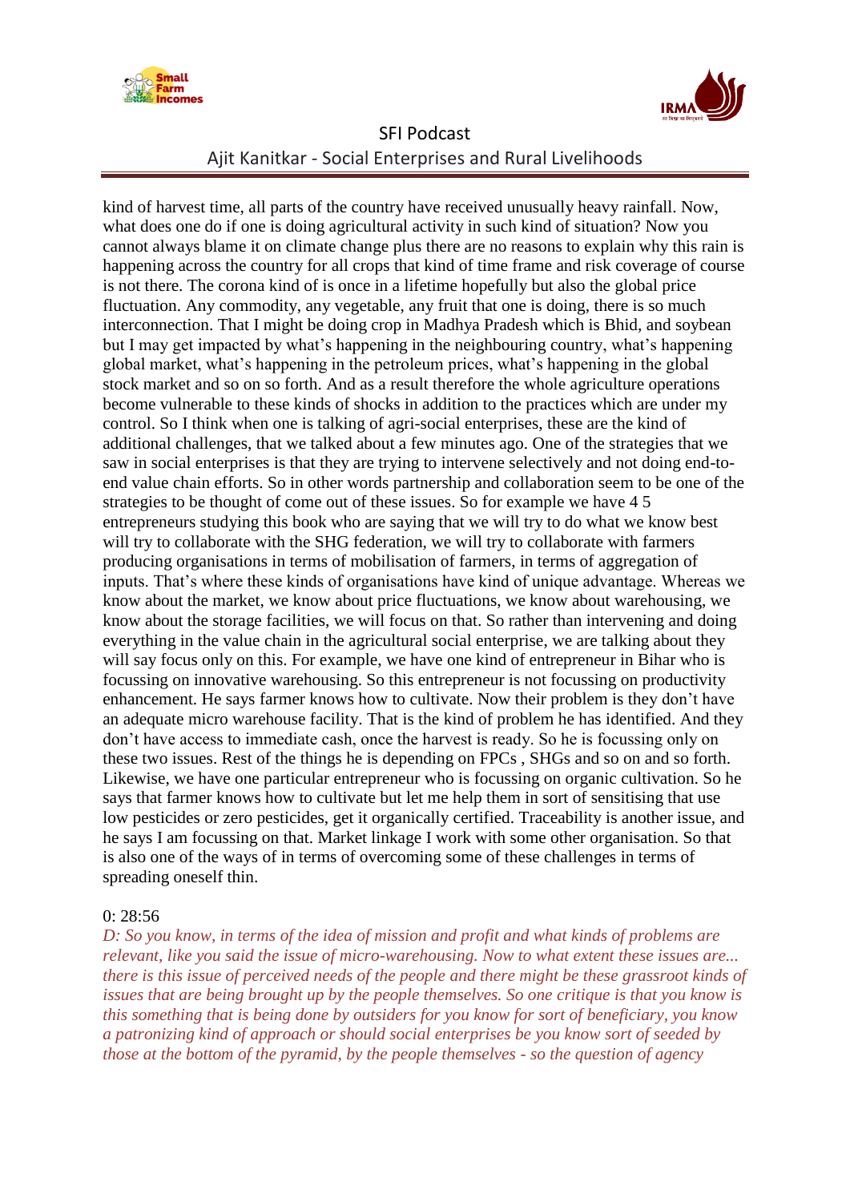kind of harvest time, all parts of the country have received unusually heavy rainfall. Now, what does one do if one is doing agricultural activity in such kind of situation? Now you cannot always blame it on climate change plus there are no reasons to explain why this rain is happening across the country for all crops that kind of time frame and risk coverage of course is not there. The corona kind of is once in a lifetime hopefully but also the global price fluctuation. Any commodity, any vegetable, any fruit that one is doing, there is so much interconnection. That I might be doing crop in Madhya Pradesh which is Bhid, and soybean but I may get impacted by what's happening in the neighbouring country, what's happening global market, what's happening in the petroleum prices, what's happening in the global stock market and so on so forth. And as a result therefore the whole agriculture operations become vulnerable to these kinds of shocks in addition to the practices which are under my control. So I think when one is talking of agri-social enterprises, these are the kind of additional challenges, that we talked about a few minutes ago. One of the strategies that we saw in social enterprises is that they are trying to intervene selectively and not doing end-to-end value chain efforts. So in other words partnership and collaboration seem to be one of the strategies to be thought of come out of these issues. So for example we have 4 5 entrepreneurs studying this book who are saying that we will try to do what we know best will try to collaborate with the SHG federation, we will try to collaborate with farmers producing organisations in terms of mobilisation of farmers, in terms of aggregation of inputs. That's where these kinds of organisations have kind of unique advantage. Whereas we know about the market, we know about price fluctuations, we know about warehousing, we know about the storage facilities, we will focus on that. So rather than intervening and doing everything in the value chain in the agricultural social enterprise, we are talking about they will say focus only on this. For example, we have one kind of entrepreneur in Bihar who is focussing on innovative warehousing. So this entrepreneur is not focussing on productivity enhancement. He says farmer knows how to cultivate. Now their problem is they don't have an adequate micro warehouse facility. That is the kind of problem he has identified. And they don't have access to immediate cash, once the harvest is ready. So he is focussing only on these two issues. Rest of the things he is depending on FPCs , SHGs and so on and so forth. Likewise, we have one particular entrepreneur who is focussing on organic cultivation. So he says that farmer knows how to cultivate but let me help them in sort of sensitising that use low pesticides or zero pesticides, get it organically certified. Traceability is another issue, and he says I am focussing on that. Market linkage I work with some other organisation. So that is also one of the ways of in terms of overcoming some of these challenges in terms of spreading oneself thin.

0: 28:56

*D: So you know, in terms of the idea of mission and profit and what kinds of problems are relevant, like you said the issue of micro-warehousing. Now to what extent these issues are... there is this issue of perceived needs of the people and there might be these grassroot kinds of issues that are being brought up by the people themselves. So one critique is that you know is this something that is being done by outsiders for you know for sort of beneficiary, you know a patronizing kind of approach or should social enterprises be you know sort of seeded by those at the bottom of the pyramid, by the people themselves - so the question of agency*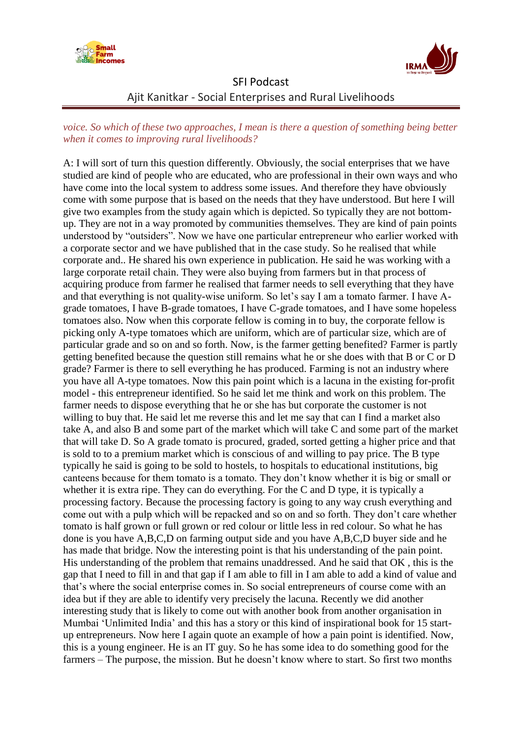*voice. So which of these two approaches, I mean is there a question of something being better when it comes to improving rural livelihoods?*

A: I will sort of turn this question differently. Obviously, the social enterprises that we have studied are kind of people who are educated, who are professional in their own ways and who have come into the local system to address some issues. And therefore they have obviously come with some purpose that is based on the needs that they have understood. But here I will give two examples from the study again which is depicted. So typically they are not bottom-up. They are not in a way promoted by communities themselves. They are kind of pain points understood by "outsiders". Now we have one particular entrepreneur who earlier worked with a corporate sector and we have published that in the case study. So he realised that while corporate and.. He shared his own experience in publication. He said he was working with a large corporate retail chain. They were also buying from farmers but in that process of acquiring produce from farmer he realised that farmer needs to sell everything that they have and that everything is not quality-wise uniform. So let's say I am a tomato farmer. I have A-grade tomatoes, I have B-grade tomatoes, I have C-grade tomatoes, and I have some hopeless tomatoes also. Now when this corporate fellow is coming in to buy, the corporate fellow is picking only A-type tomatoes which are uniform, which are of particular size, which are of particular grade and so on and so forth. Now, is the farmer getting benefited? Farmer is partly getting benefited because the question still remains what he or she does with that B or C or D grade? Farmer is there to sell everything he has produced. Farming is not an industry where you have all A-type tomatoes. Now this pain point which is a lacuna in the existing for-profit model - this entrepreneur identified. So he said let me think and work on this problem. The farmer needs to dispose everything that he or she has but corporate the customer is not willing to buy that. He said let me reverse this and let me say that can I find a market also take A, and also B and some part of the market which will take C and some part of the market that will take D. So A grade tomato is procured, graded, sorted getting a higher price and that is sold to to a premium market which is conscious of and willing to pay price. The B type typically he said is going to be sold to hostels, to hospitals to educational institutions, big canteens because for them tomato is a tomato. They don't know whether it is big or small or whether it is extra ripe. They can do everything. For the C and D type, it is typically a processing factory. Because the processing factory is going to any way crush everything and come out with a pulp which will be repacked and so on and so forth. They don't care whether tomato is half grown or full grown or red colour or little less in red colour. So what he has done is you have A,B,C,D on farming output side and you have A,B,C,D buyer side and he has made that bridge. Now the interesting point is that his understanding of the pain point. His understanding of the problem that remains unaddressed. And he said that OK , this is the gap that I need to fill in and that gap if I am able to fill in I am able to add a kind of value and that's where the social enterprise comes in. So social entrepreneurs of course come with an idea but if they are able to identify very precisely the lacuna. Recently we did another interesting study that is likely to come out with another book from another organisation in Mumbai 'Unlimited India' and this has a story or this kind of inspirational book for 15 start-up entrepreneurs. Now here I again quote an example of how a pain point is identified. Now, this is a young engineer. He is an IT guy. So he has some idea to do something good for the farmers – The purpose, the mission. But he doesn't know where to start. So first two months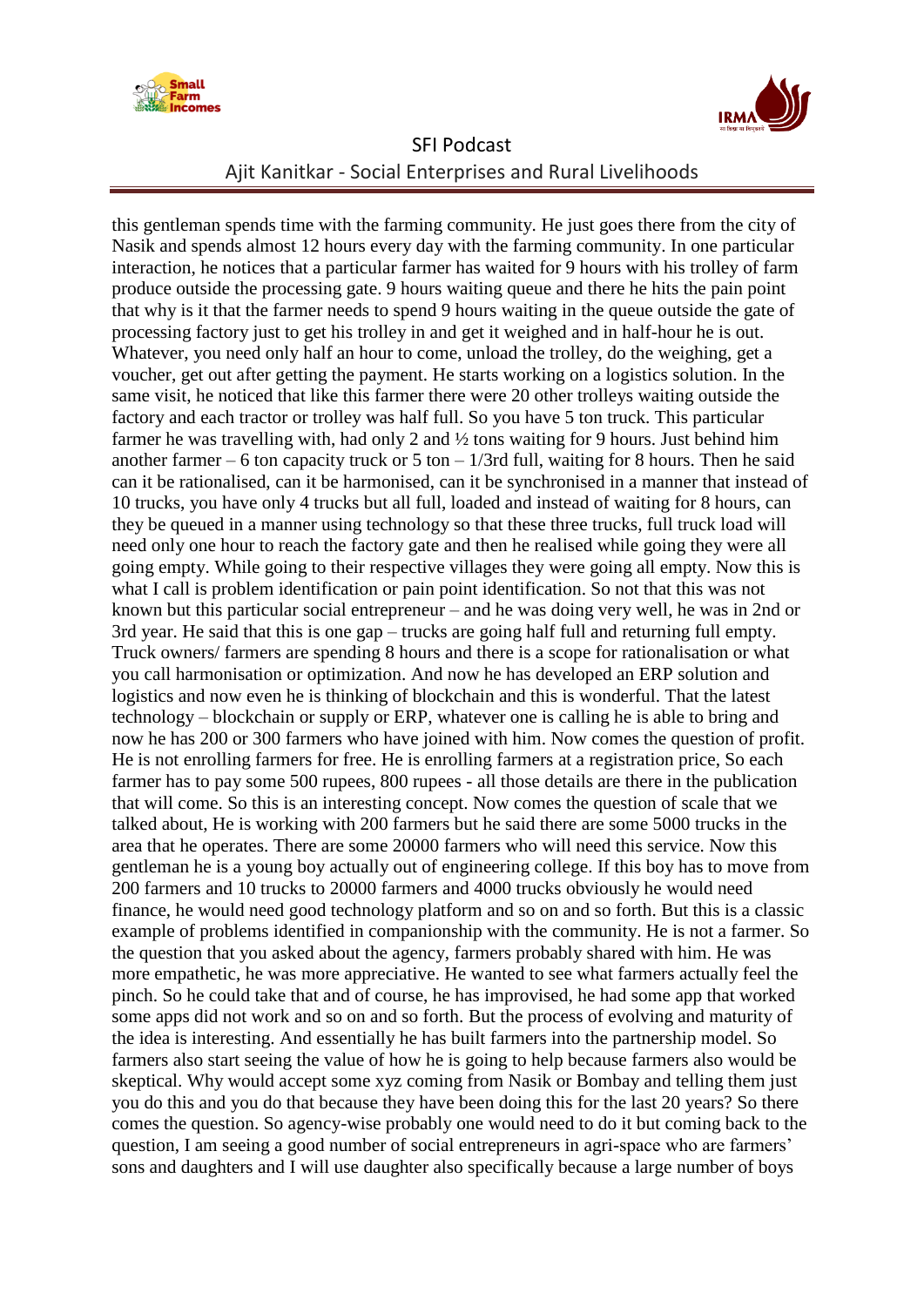this gentleman spends time with the farming community. He just goes there from the city of Nasik and spends almost 12 hours every day with the farming community. In one particular interaction, he notices that a particular farmer has waited for 9 hours with his trolley of farm produce outside the processing gate. 9 hours waiting queue and there he hits the pain point that why is it that the farmer needs to spend 9 hours waiting in the queue outside the gate of processing factory just to get his trolley in and get it weighed and in half-hour he is out. Whatever, you need only half an hour to come, unload the trolley, do the weighing, get a voucher, get out after getting the payment. He starts working on a logistics solution. In the same visit, he noticed that like this farmer there were 20 other trolleys waiting outside the factory and each tractor or trolley was half full. So you have 5 ton truck. This particular farmer he was travelling with, had only 2 and ½ tons waiting for 9 hours. Just behind him another farmer – 6 ton capacity truck or 5 ton – 1/3rd full, waiting for 8 hours. Then he said can it be rationalised, can it be harmonised, can it be synchronised in a manner that instead of 10 trucks, you have only 4 trucks but all full, loaded and instead of waiting for 8 hours, can they be queued in a manner using technology so that these three trucks, full truck load will need only one hour to reach the factory gate and then he realised while going they were all going empty. While going to their respective villages they were going all empty. Now this is what I call is problem identification or pain point identification. So not that this was not known but this particular social entrepreneur – and he was doing very well, he was in 2nd or 3rd year. He said that this is one gap – trucks are going half full and returning full empty. Truck owners/ farmers are spending 8 hours and there is a scope for rationalisation or what you call harmonisation or optimization. And now he has developed an ERP solution and logistics and now even he is thinking of blockchain and this is wonderful. That the latest technology – blockchain or supply or ERP, whatever one is calling he is able to bring and now he has 200 or 300 farmers who have joined with him. Now comes the question of profit. He is not enrolling farmers for free. He is enrolling farmers at a registration price, So each farmer has to pay some 500 rupees, 800 rupees - all those details are there in the publication that will come. So this is an interesting concept. Now comes the question of scale that we talked about, He is working with 200 farmers but he said there are some 5000 trucks in the area that he operates. There are some 20000 farmers who will need this service. Now this gentleman he is a young boy actually out of engineering college. If this boy has to move from 200 farmers and 10 trucks to 20000 farmers and 4000 trucks obviously he would need finance, he would need good technology platform and so on and so forth. But this is a classic example of problems identified in companionship with the community. He is not a farmer. So the question that you asked about the agency, farmers probably shared with him. He was more empathetic, he was more appreciative. He wanted to see what farmers actually feel the pinch. So he could take that and of course, he has improvised, he had some app that worked some apps did not work and so on and so forth. But the process of evolving and maturity of the idea is interesting. And essentially he has built farmers into the partnership model. So farmers also start seeing the value of how he is going to help because farmers also would be skeptical. Why would accept some xyz coming from Nasik or Bombay and telling them just you do this and you do that because they have been doing this for the last 20 years? So there comes the question. So agency-wise probably one would need to do it but coming back to the question, I am seeing a good number of social entrepreneurs in agri-space who are farmers' sons and daughters and I will use daughter also specifically because a large number of boys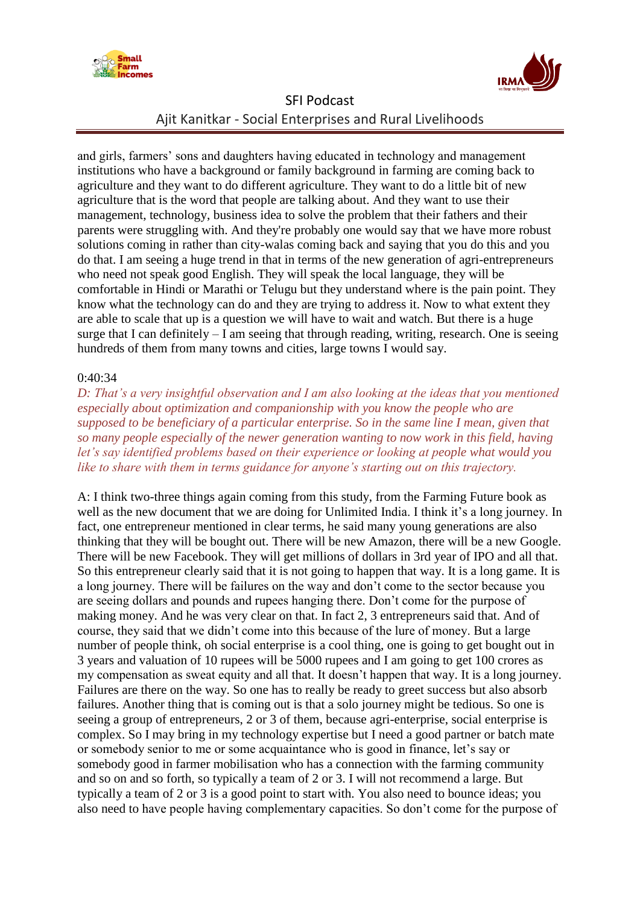and girls, farmers' sons and daughters having educated in technology and management institutions who have a background or family background in farming are coming back to agriculture and they want to do different agriculture. They want to do a little bit of new agriculture that is the word that people are talking about. And they want to use their management, technology, business idea to solve the problem that their fathers and their parents were struggling with. And they're probably one would say that we have more robust solutions coming in rather than city-walas coming back and saying that you do this and you do that. I am seeing a huge trend in that in terms of the new generation of agri-entrepreneurs who need not speak good English. They will speak the local language, they will be comfortable in Hindi or Marathi or Telugu but they understand where is the pain point. They know what the technology can do and they are trying to address it. Now to what extent they are able to scale that up is a question we will have to wait and watch. But there is a huge surge that I can definitely – I am seeing that through reading, writing, research. One is seeing hundreds of them from many towns and cities, large towns I would say.

0:40:34

*D: That's a very insightful observation and I am also looking at the ideas that you mentioned especially about optimization and companionship with you know the people who are supposed to be beneficiary of a particular enterprise. So in the same line I mean, given that so many people especially of the newer generation wanting to now work in this field, having let's say identified problems based on their experience or looking at people what would you like to share with them in terms guidance for anyone's starting out on this trajectory.*

A: I think two-three things again coming from this study, from the Farming Future book as well as the new document that we are doing for Unlimited India. I think it's a long journey. In fact, one entrepreneur mentioned in clear terms, he said many young generations are also thinking that they will be bought out. There will be new Amazon, there will be a new Google. There will be new Facebook. They will get millions of dollars in 3rd year of IPO and all that. So this entrepreneur clearly said that it is not going to happen that way. It is a long game. It is a long journey. There will be failures on the way and don't come to the sector because you are seeing dollars and pounds and rupees hanging there. Don't come for the purpose of making money. And he was very clear on that. In fact 2, 3 entrepreneurs said that. And of course, they said that we didn't come into this because of the lure of money. But a large number of people think, oh social enterprise is a cool thing, one is going to get bought out in 3 years and valuation of 10 rupees will be 5000 rupees and I am going to get 100 crores as my compensation as sweat equity and all that. It doesn't happen that way. It is a long journey. Failures are there on the way. So one has to really be ready to greet success but also absorb failures. Another thing that is coming out is that a solo journey might be tedious. So one is seeing a group of entrepreneurs, 2 or 3 of them, because agri-enterprise, social enterprise is complex. So I may bring in my technology expertise but I need a good partner or batch mate or somebody senior to me or some acquaintance who is good in finance, let's say or somebody good in farmer mobilisation who has a connection with the farming community and so on and so forth, so typically a team of 2 or 3. I will not recommend a large. But typically a team of 2 or 3 is a good point to start with. You also need to bounce ideas; you also need to have people having complementary capacities. So don't come for the purpose of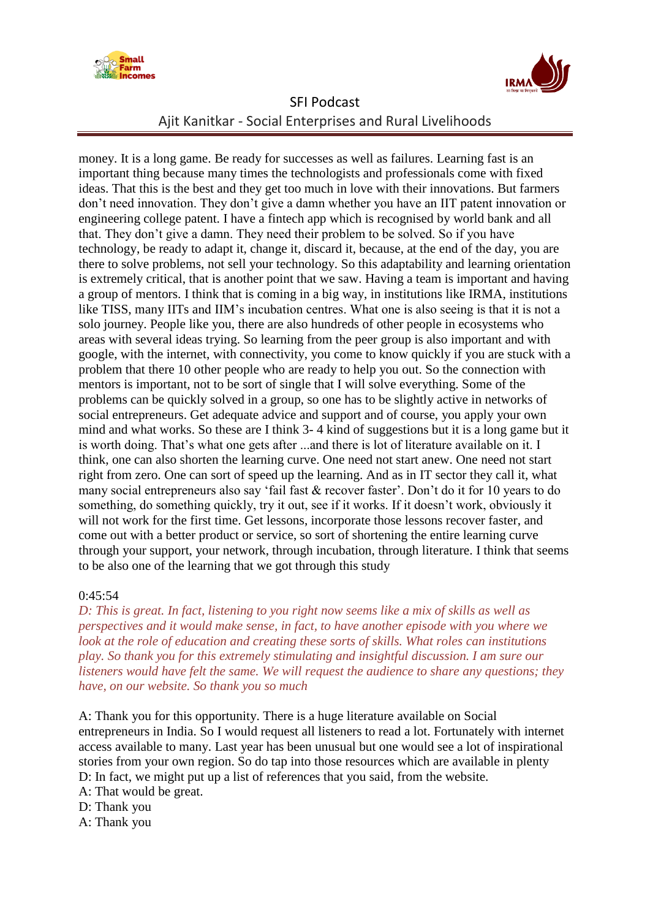money. It is a long game. Be ready for successes as well as failures. Learning fast is an important thing because many times the technologists and professionals come with fixed ideas. That this is the best and they get too much in love with their innovations. But farmers don't need innovation. They don't give a damn whether you have an IIT patent innovation or engineering college patent. I have a fintech app which is recognised by world bank and all that. They don't give a damn. They need their problem to be solved. So if you have technology, be ready to adapt it, change it, discard it, because, at the end of the day, you are there to solve problems, not sell your technology. So this adaptability and learning orientation is extremely critical, that is another point that we saw. Having a team is important and having a group of mentors. I think that is coming in a big way, in institutions like IRMA, institutions like TISS, many IITs and IIM's incubation centres. What one is also seeing is that it is not a solo journey. People like you, there are also hundreds of other people in ecosystems who areas with several ideas trying. So learning from the peer group is also important and with google, with the internet, with connectivity, you come to know quickly if you are stuck with a problem that there 10 other people who are ready to help you out. So the connection with mentors is important, not to be sort of single that I will solve everything. Some of the problems can be quickly solved in a group, so one has to be slightly active in networks of social entrepreneurs. Get adequate advice and support and of course, you apply your own mind and what works. So these are I think 3- 4 kind of suggestions but it is a long game but it is worth doing. That's what one gets after ...and there is lot of literature available on it. I think, one can also shorten the learning curve. One need not start anew. One need not start right from zero. One can sort of speed up the learning. And as in IT sector they call it, what many social entrepreneurs also say 'fail fast & recover faster'. Don't do it for 10 years to do something, do something quickly, try it out, see if it works. If it doesn't work, obviously it will not work for the first time. Get lessons, incorporate those lessons recover faster, and come out with a better product or service, so sort of shortening the entire learning curve through your support, your network, through incubation, through literature. I think that seems to be also one of the learning that we got through this study

0:45:54

*D: This is great. In fact, listening to you right now seems like a mix of skills as well as perspectives and it would make sense, in fact, to have another episode with you where we look at the role of education and creating these sorts of skills. What roles can institutions play. So thank you for this extremely stimulating and insightful discussion. I am sure our listeners would have felt the same. We will request the audience to share any questions; they have, on our website. So thank you so much*

A: Thank you for this opportunity. There is a huge literature available on Social entrepreneurs in India. So I would request all listeners to read a lot. Fortunately with internet access available to many. Last year has been unusual but one would see a lot of inspirational stories from your own region. So do tap into those resources which are available in plenty

D: In fact, we might put up a list of references that you said, from the website.

A: That would be great.

D: Thank you

A: Thank you